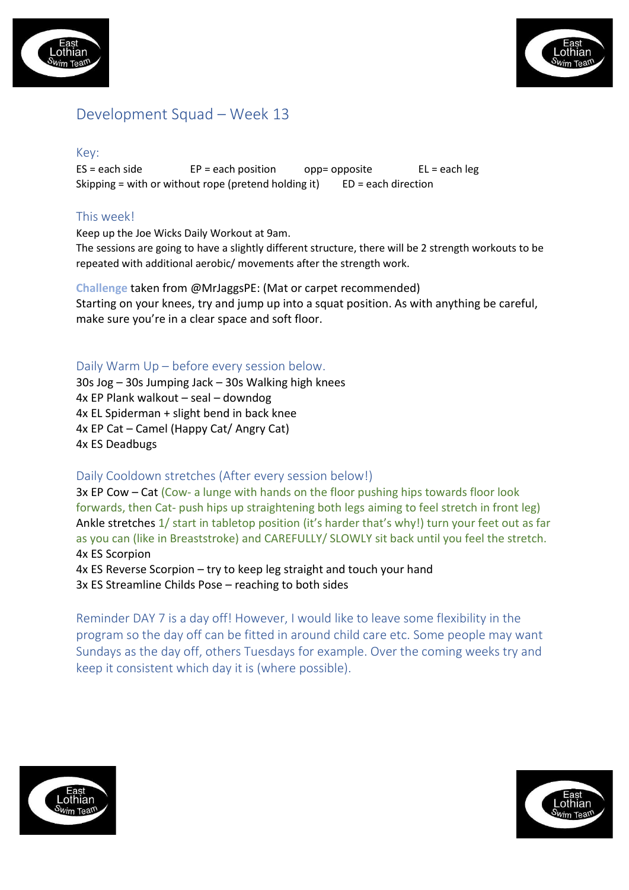# Development Squad – Week 13

## Key:

ES = each side EP = each position opp= opposite EL = each leg
Skipping = with or without rope (pretend holding it) ED = each direction

## This week!

Keep up the Joe Wicks Daily Workout at 9am.
The sessions are going to have a slightly different structure, there will be 2 strength workouts to be repeated with additional aerobic/ movements after the strength work.

**Challenge** taken from @MrJaggsPE: (Mat or carpet recommended)
Starting on your knees, try and jump up into a squat position. As with anything be careful, make sure you're in a clear space and soft floor.

## Daily Warm Up – before every session below.

30s Jog – 30s Jumping Jack – 30s Walking high knees
4x EP Plank walkout – seal – downdog
4x EL Spiderman + slight bend in back knee
4x EP Cat – Camel (Happy Cat/ Angry Cat)
4x ES Deadbugs

## Daily Cooldown stretches (After every session below!)

3x EP Cow – Cat (Cow- a lunge with hands on the floor pushing hips towards floor look forwards, then Cat- push hips up straightening both legs aiming to feel stretch in front leg)
Ankle stretches 1/ start in tabletop position (it's harder that's why!) turn your feet out as far as you can (like in Breaststroke) and CAREFULLY/ SLOWLY sit back until you feel the stretch.
4x ES Scorpion
4x ES Reverse Scorpion – try to keep leg straight and touch your hand
3x ES Streamline Childs Pose – reaching to both sides

Reminder DAY 7 is a day off! However, I would like to leave some flexibility in the program so the day off can be fitted in around child care etc. Some people may want Sundays as the day off, others Tuesdays for example. Over the coming weeks try and keep it consistent which day it is (where possible).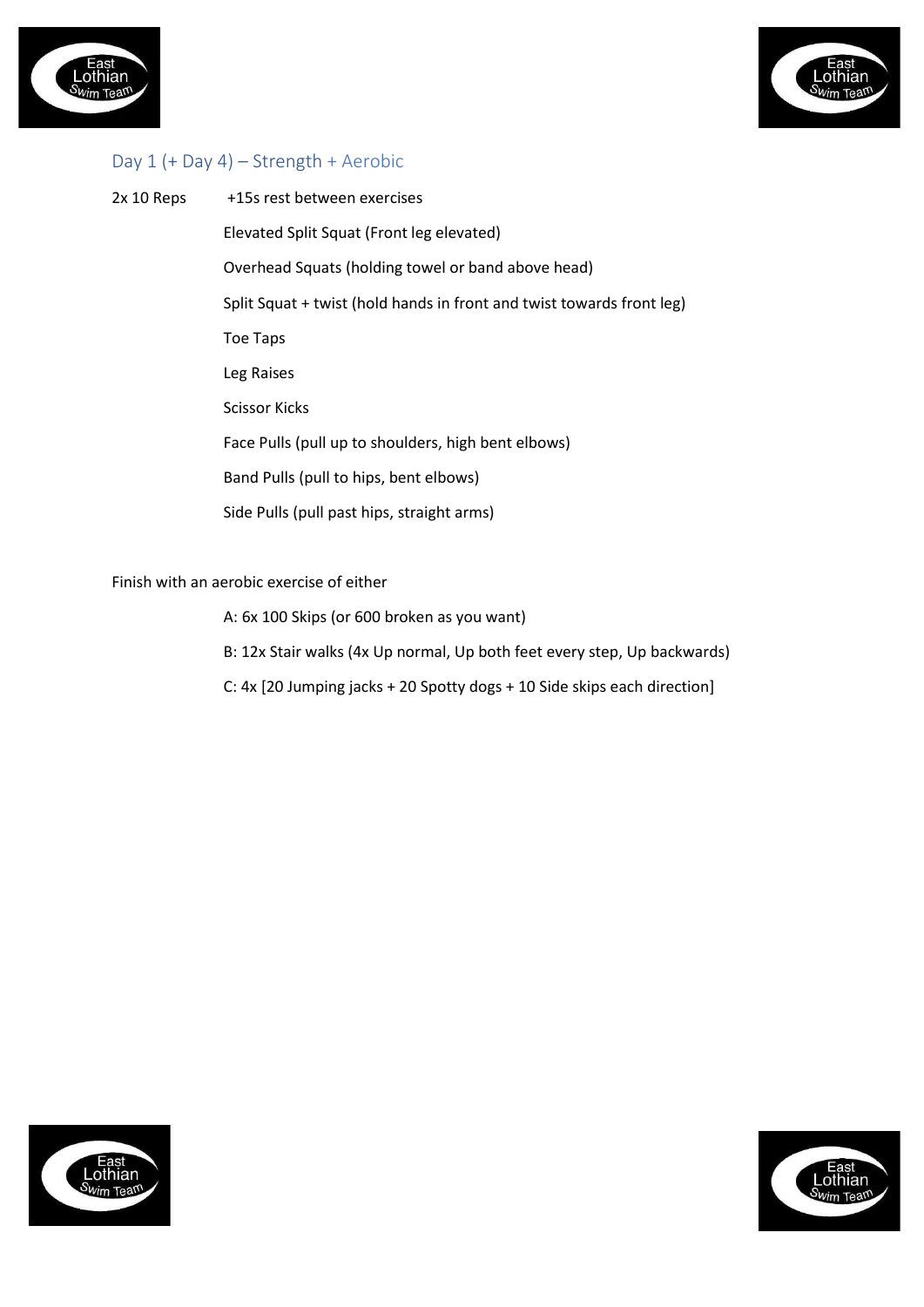## Day 1 (+ Day 4) – Strength + Aerobic

2x 10 Reps +15s rest between exercises

- Elevated Split Squat (Front leg elevated)
- Overhead Squats (holding towel or band above head)
- Split Squat + twist (hold hands in front and twist towards front leg)
- Toe Taps
- Leg Raises
- Scissor Kicks
- Face Pulls (pull up to shoulders, high bent elbows)
- Band Pulls (pull to hips, bent elbows)
- Side Pulls (pull past hips, straight arms)

Finish with an aerobic exercise of either

- A: 6x 100 Skips (or 600 broken as you want)
- B: 12x Stair walks (4x Up normal, Up both feet every step, Up backwards)
- C: 4x [20 Jumping jacks + 20 Spotty dogs + 10 Side skips each direction]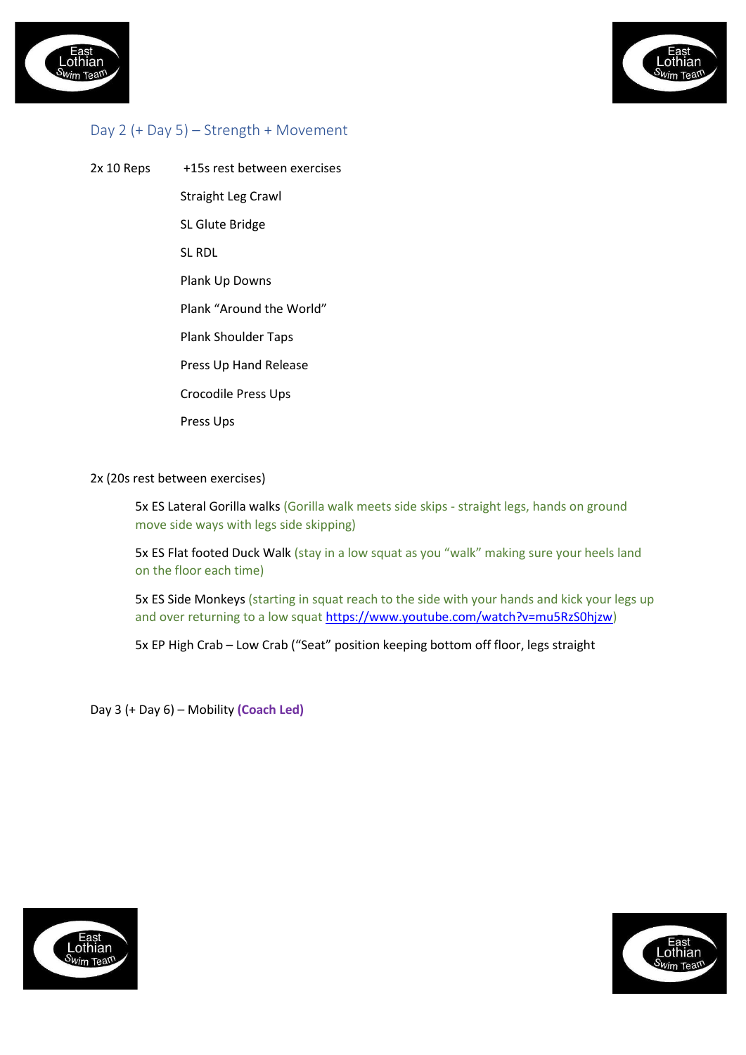## Day 2 (+ Day 5) – Strength + Movement

2x 10 Reps +15s rest between exercises

- Straight Leg Crawl
- SL Glute Bridge
- SL RDL
- Plank Up Downs
- Plank "Around the World"
- Plank Shoulder Taps
- Press Up Hand Release
- Crocodile Press Ups
- Press Ups

2x (20s rest between exercises)

5x ES Lateral Gorilla walks (Gorilla walk meets side skips - straight legs, hands on ground move side ways with legs side skipping)

5x ES Flat footed Duck Walk (stay in a low squat as you "walk" making sure your heels land on the floor each time)

5x ES Side Monkeys (starting in squat reach to the side with your hands and kick your legs up and over returning to a low squat https://www.youtube.com/watch?v=mu5RzS0hjzw)

5x EP High Crab – Low Crab ("Seat" position keeping bottom off floor, legs straight

Day 3 (+ Day 6) – Mobility **(Coach Led)**